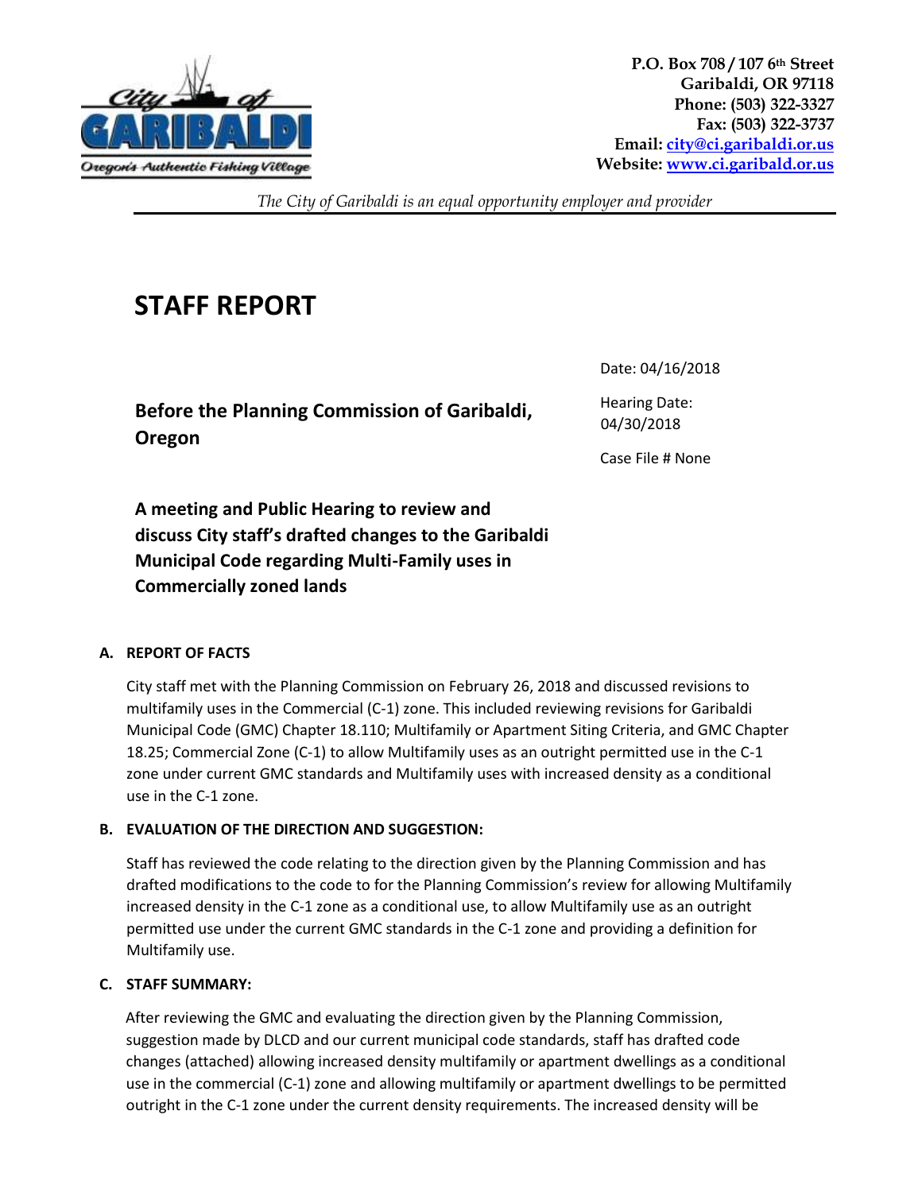P.O. Box 708 / 107 6th Street
Garibaldi, OR 97118
Phone: (503) 322-3327
Fax: (503) 322-3737
Email: city@ci.garibaldi.or.us
Website: www.ci.garibald.or.us

*The City of Garibaldi is an equal opportunity employer and provider*

# STAFF REPORT

Date: 04/16/2018

Hearing Date: 04/30/2018

Case File # None

## Before the Planning Commission of Garibaldi, Oregon

### A meeting and Public Hearing to review and discuss City staff's drafted changes to the Garibaldi Municipal Code regarding Multi-Family uses in Commercially zoned lands

**A. REPORT OF FACTS**

City staff met with the Planning Commission on February 26, 2018 and discussed revisions to multifamily uses in the Commercial (C-1) zone. This included reviewing revisions for Garibaldi Municipal Code (GMC) Chapter 18.110; Multifamily or Apartment Siting Criteria, and GMC Chapter 18.25; Commercial Zone (C-1) to allow Multifamily uses as an outright permitted use in the C-1 zone under current GMC standards and Multifamily uses with increased density as a conditional use in the C-1 zone.

**B. EVALUATION OF THE DIRECTION AND SUGGESTION:**

Staff has reviewed the code relating to the direction given by the Planning Commission and has drafted modifications to the code to for the Planning Commission's review for allowing Multifamily increased density in the C-1 zone as a conditional use, to allow Multifamily use as an outright permitted use under the current GMC standards in the C-1 zone and providing a definition for Multifamily use.

**C. STAFF SUMMARY:**

After reviewing the GMC and evaluating the direction given by the Planning Commission, suggestion made by DLCD and our current municipal code standards, staff has drafted code changes (attached) allowing increased density multifamily or apartment dwellings as a conditional use in the commercial (C-1) zone and allowing multifamily or apartment dwellings to be permitted outright in the C-1 zone under the current density requirements. The increased density will be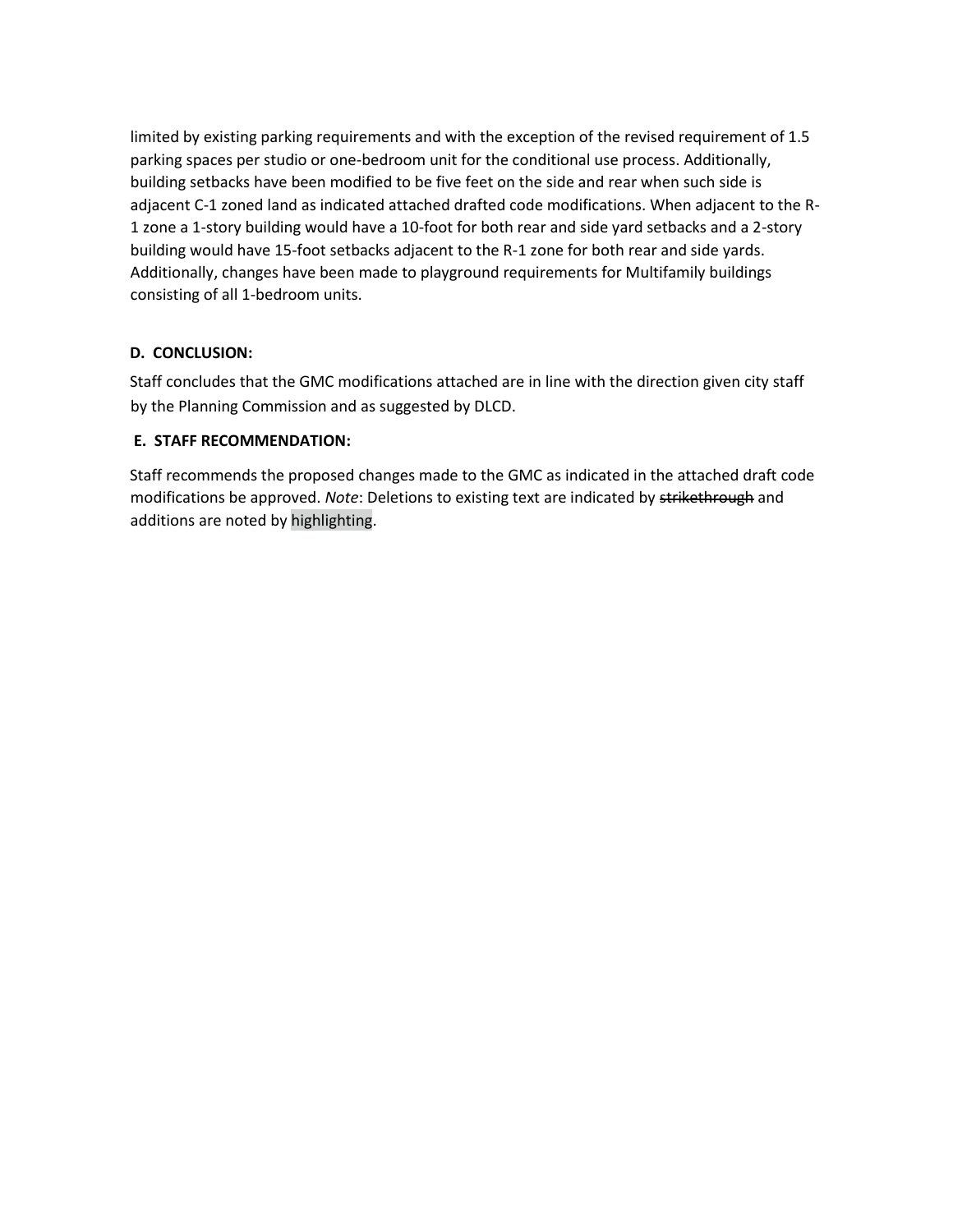limited by existing parking requirements and with the exception of the revised requirement of 1.5 parking spaces per studio or one-bedroom unit for the conditional use process. Additionally, building setbacks have been modified to be five feet on the side and rear when such side is adjacent C-1 zoned land as indicated attached drafted code modifications. When adjacent to the R-1 zone a 1-story building would have a 10-foot for both rear and side yard setbacks and a 2-story building would have 15-foot setbacks adjacent to the R-1 zone for both rear and side yards. Additionally, changes have been made to playground requirements for Multifamily buildings consisting of all 1-bedroom units.

**D. CONCLUSION:**

Staff concludes that the GMC modifications attached are in line with the direction given city staff by the Planning Commission and as suggested by DLCD.

**E. STAFF RECOMMENDATION:**

Staff recommends the proposed changes made to the GMC as indicated in the attached draft code modifications be approved. *Note*: Deletions to existing text are indicated by ~~strikethrough~~ and additions are noted by highlighting.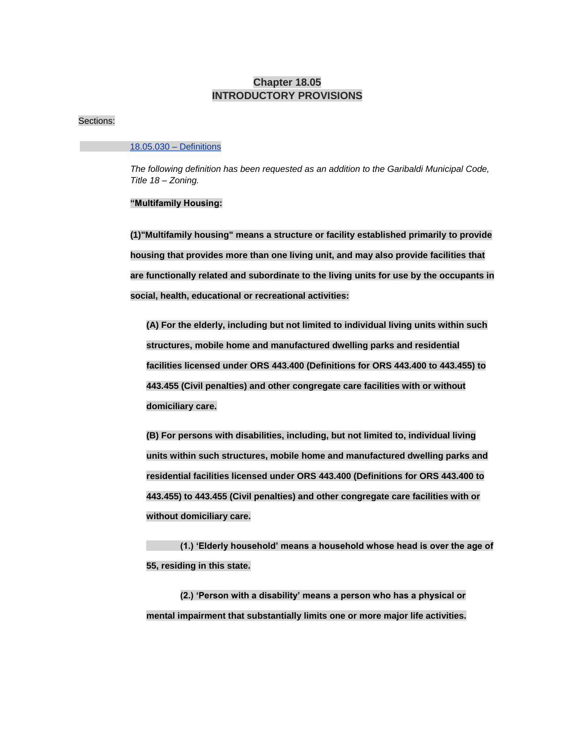# Chapter 18.05
# INTRODUCTORY PROVISIONS

Sections:

18.05.030 – Definitions

*The following definition has been requested as an addition to the Garibaldi Municipal Code, Title 18 – Zoning.*

**"Multifamily Housing:**

**(1)"Multifamily housing" means a structure or facility established primarily to provide housing that provides more than one living unit, and may also provide facilities that are functionally related and subordinate to the living units for use by the occupants in social, health, educational or recreational activities:**

**(A) For the elderly, including but not limited to individual living units within such structures, mobile home and manufactured dwelling parks and residential facilities licensed under ORS 443.400 (Definitions for ORS 443.400 to 443.455) to 443.455 (Civil penalties) and other congregate care facilities with or without domiciliary care.**

**(B) For persons with disabilities, including, but not limited to, individual living units within such structures, mobile home and manufactured dwelling parks and residential facilities licensed under ORS 443.400 (Definitions for ORS 443.400 to 443.455) to 443.455 (Civil penalties) and other congregate care facilities with or without domiciliary care.**

**(1.) 'Elderly household' means a household whose head is over the age of 55, residing in this state.**

**(2.) 'Person with a disability' means a person who has a physical or mental impairment that substantially limits one or more major life activities.**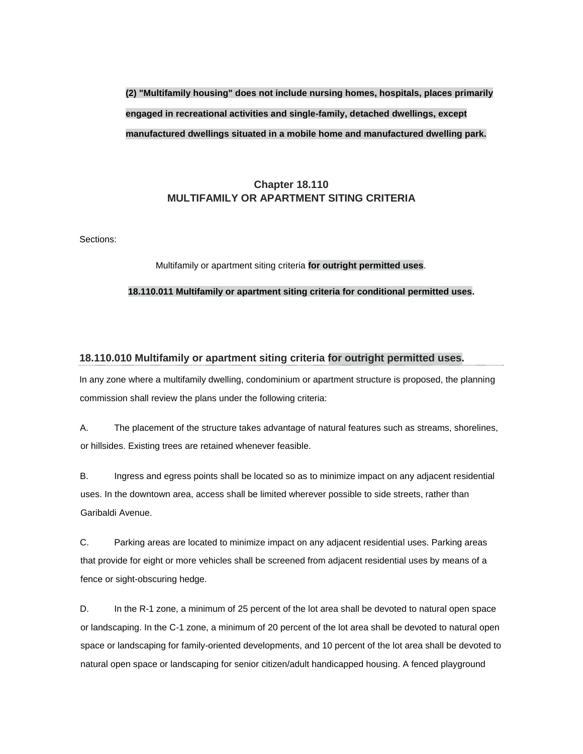**(2) "Multifamily housing" does not include nursing homes, hospitals, places primarily engaged in recreational activities and single-family, detached dwellings, except manufactured dwellings situated in a mobile home and manufactured dwelling park.**

## Chapter 18.110
## MULTIFAMILY OR APARTMENT SITING CRITERIA

Sections:

Multifamily or apartment siting criteria **for outright permitted uses**.

**18.110.011 Multifamily or apartment siting criteria for conditional permitted uses.**

### 18.110.010 Multifamily or apartment siting criteria for outright permitted uses.

In any zone where a multifamily dwelling, condominium or apartment structure is proposed, the planning commission shall review the plans under the following criteria:

A. The placement of the structure takes advantage of natural features such as streams, shorelines, or hillsides. Existing trees are retained whenever feasible.

B. Ingress and egress points shall be located so as to minimize impact on any adjacent residential uses. In the downtown area, access shall be limited wherever possible to side streets, rather than Garibaldi Avenue.

C. Parking areas are located to minimize impact on any adjacent residential uses. Parking areas that provide for eight or more vehicles shall be screened from adjacent residential uses by means of a fence or sight-obscuring hedge.

D. In the R-1 zone, a minimum of 25 percent of the lot area shall be devoted to natural open space or landscaping. In the C-1 zone, a minimum of 20 percent of the lot area shall be devoted to natural open space or landscaping for family-oriented developments, and 10 percent of the lot area shall be devoted to natural open space or landscaping for senior citizen/adult handicapped housing. A fenced playground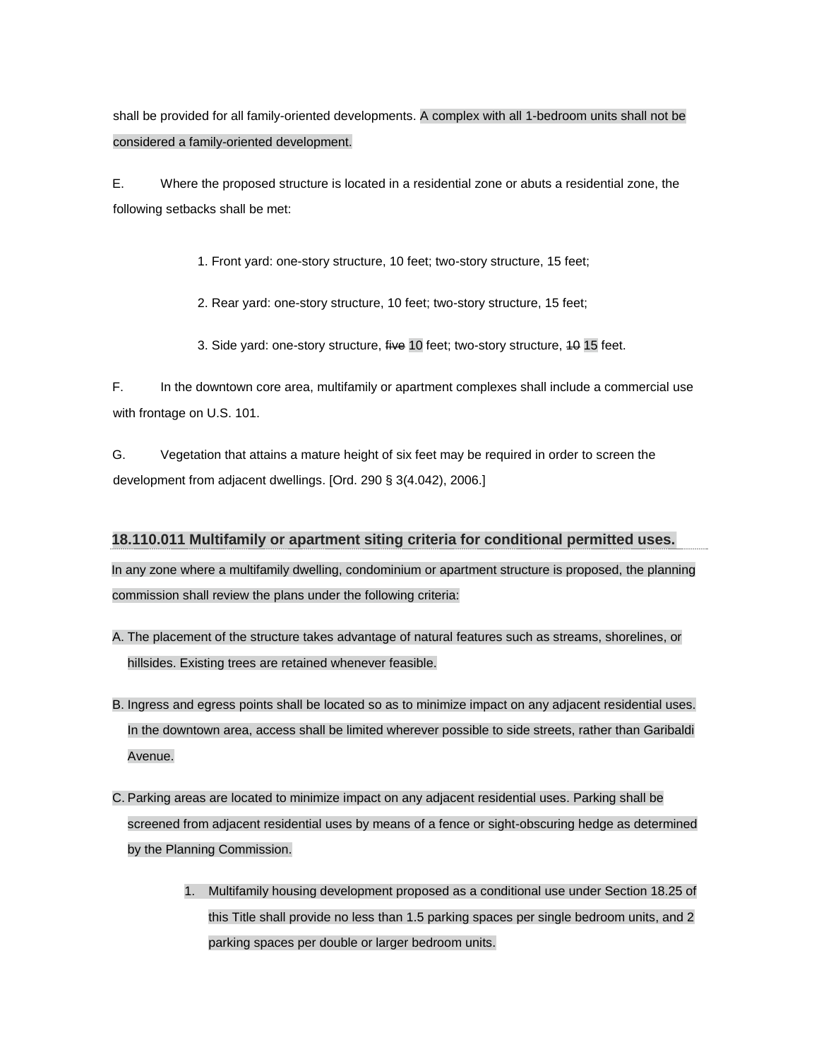shall be provided for all family-oriented developments. A complex with all 1-bedroom units shall not be considered a family-oriented development.

E. Where the proposed structure is located in a residential zone or abuts a residential zone, the following setbacks shall be met:

1. Front yard: one-story structure, 10 feet; two-story structure, 15 feet;
2. Rear yard: one-story structure, 10 feet; two-story structure, 15 feet;
3. Side yard: one-story structure, ~~five~~ 10 feet; two-story structure, ~~10~~ 15 feet.

F. In the downtown core area, multifamily or apartment complexes shall include a commercial use with frontage on U.S. 101.

G. Vegetation that attains a mature height of six feet may be required in order to screen the development from adjacent dwellings. [Ord. 290 § 3(4.042), 2006.]

### 18.110.011 Multifamily or apartment siting criteria for conditional permitted uses.

In any zone where a multifamily dwelling, condominium or apartment structure is proposed, the planning commission shall review the plans under the following criteria:

A. The placement of the structure takes advantage of natural features such as streams, shorelines, or hillsides. Existing trees are retained whenever feasible.

B. Ingress and egress points shall be located so as to minimize impact on any adjacent residential uses. In the downtown area, access shall be limited wherever possible to side streets, rather than Garibaldi Avenue.

C. Parking areas are located to minimize impact on any adjacent residential uses. Parking shall be screened from adjacent residential uses by means of a fence or sight-obscuring hedge as determined by the Planning Commission.

1. Multifamily housing development proposed as a conditional use under Section 18.25 of this Title shall provide no less than 1.5 parking spaces per single bedroom units, and 2 parking spaces per double or larger bedroom units.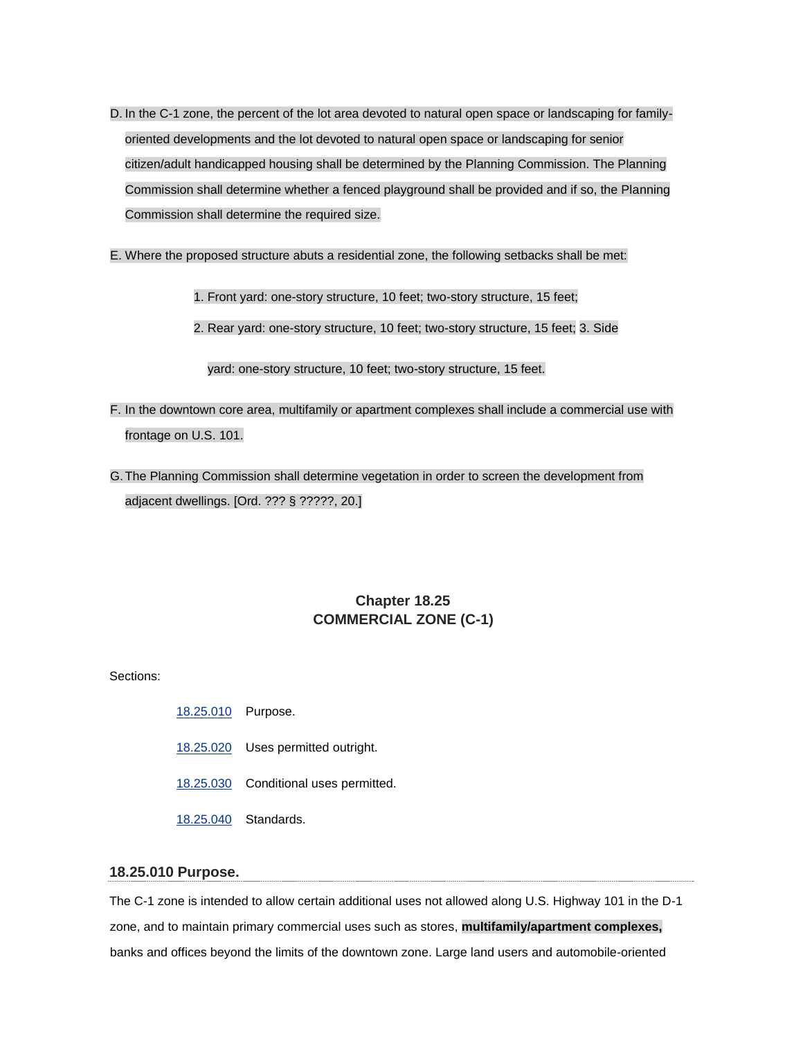D. In the C-1 zone, the percent of the lot area devoted to natural open space or landscaping for family-oriented developments and the lot devoted to natural open space or landscaping for senior citizen/adult handicapped housing shall be determined by the Planning Commission. The Planning Commission shall determine whether a fenced playground shall be provided and if so, the Planning Commission shall determine the required size.

E. Where the proposed structure abuts a residential zone, the following setbacks shall be met:

1. Front yard: one-story structure, 10 feet; two-story structure, 15 feet;
2. Rear yard: one-story structure, 10 feet; two-story structure, 15 feet;
3. Side yard: one-story structure, 10 feet; two-story structure, 15 feet.

F. In the downtown core area, multifamily or apartment complexes shall include a commercial use with frontage on U.S. 101.

G. The Planning Commission shall determine vegetation in order to screen the development from adjacent dwellings. [Ord. ??? § ?????, 20.]

## Chapter 18.25
## COMMERCIAL ZONE (C-1)

Sections:

18.25.010 Purpose.

18.25.020 Uses permitted outright.

18.25.030 Conditional uses permitted.

18.25.040 Standards.

### 18.25.010 Purpose.

The C-1 zone is intended to allow certain additional uses not allowed along U.S. Highway 101 in the D-1 zone, and to maintain primary commercial uses such as stores, **multifamily/apartment complexes,** banks and offices beyond the limits of the downtown zone. Large land users and automobile-oriented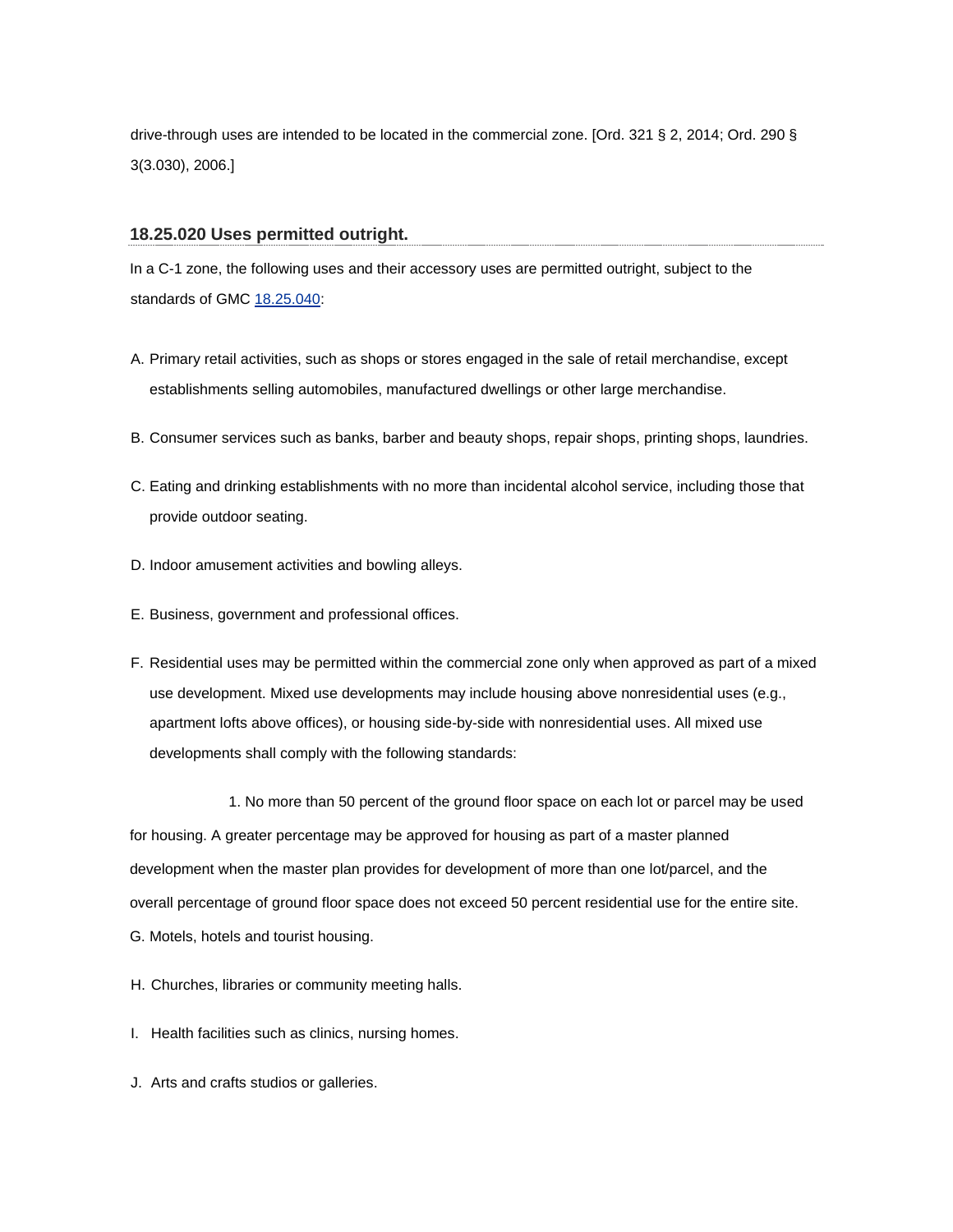drive-through uses are intended to be located in the commercial zone. [Ord. 321 § 2, 2014; Ord. 290 § 3(3.030), 2006.]

### 18.25.020 Uses permitted outright.

In a C-1 zone, the following uses and their accessory uses are permitted outright, subject to the standards of GMC 18.25.040:

A. Primary retail activities, such as shops or stores engaged in the sale of retail merchandise, except establishments selling automobiles, manufactured dwellings or other large merchandise.

B. Consumer services such as banks, barber and beauty shops, repair shops, printing shops, laundries.

C. Eating and drinking establishments with no more than incidental alcohol service, including those that provide outdoor seating.

D. Indoor amusement activities and bowling alleys.

E. Business, government and professional offices.

F. Residential uses may be permitted within the commercial zone only when approved as part of a mixed use development. Mixed use developments may include housing above nonresidential uses (e.g., apartment lofts above offices), or housing side-by-side with nonresidential uses. All mixed use developments shall comply with the following standards:

1. No more than 50 percent of the ground floor space on each lot or parcel may be used for housing. A greater percentage may be approved for housing as part of a master planned development when the master plan provides for development of more than one lot/parcel, and the overall percentage of ground floor space does not exceed 50 percent residential use for the entire site.

G. Motels, hotels and tourist housing.

H. Churches, libraries or community meeting halls.

I. Health facilities such as clinics, nursing homes.

J. Arts and crafts studios or galleries.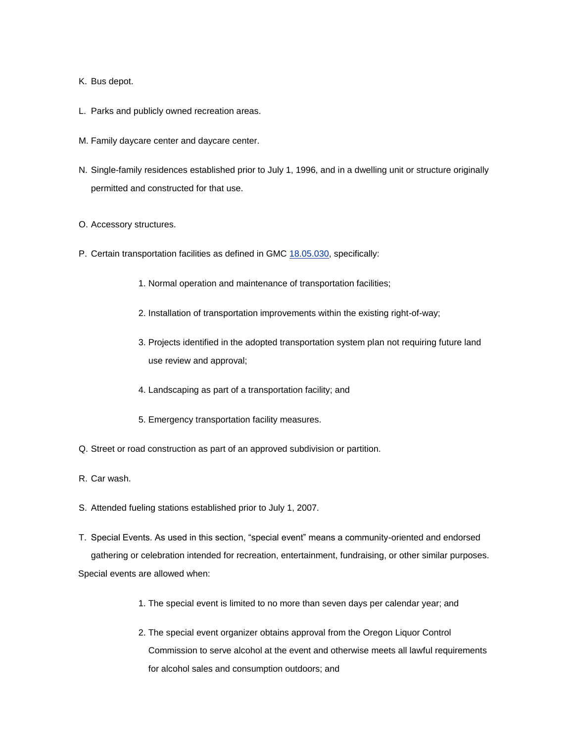K. Bus depot.

L. Parks and publicly owned recreation areas.

M. Family daycare center and daycare center.

N. Single-family residences established prior to July 1, 1996, and in a dwelling unit or structure originally permitted and constructed for that use.

O. Accessory structures.

P. Certain transportation facilities as defined in GMC 18.05.030, specifically:

  1. Normal operation and maintenance of transportation facilities;

  2. Installation of transportation improvements within the existing right-of-way;

  3. Projects identified in the adopted transportation system plan not requiring future land use review and approval;

  4. Landscaping as part of a transportation facility; and

  5. Emergency transportation facility measures.

Q. Street or road construction as part of an approved subdivision or partition.

R. Car wash.

S. Attended fueling stations established prior to July 1, 2007.

T. Special Events. As used in this section, "special event" means a community-oriented and endorsed gathering or celebration intended for recreation, entertainment, fundraising, or other similar purposes. Special events are allowed when:

  1. The special event is limited to no more than seven days per calendar year; and

  2. The special event organizer obtains approval from the Oregon Liquor Control Commission to serve alcohol at the event and otherwise meets all lawful requirements for alcohol sales and consumption outdoors; and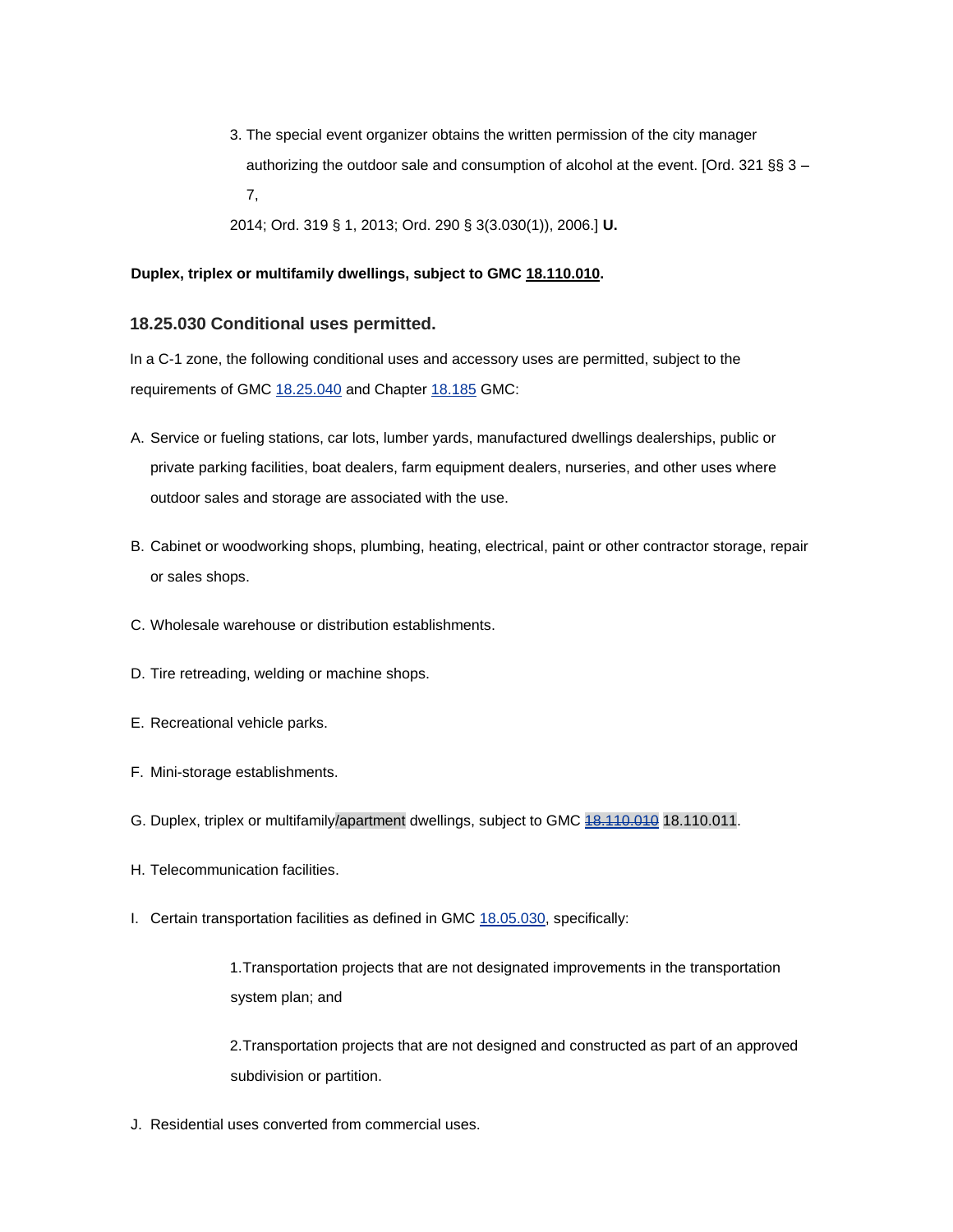3. The special event organizer obtains the written permission of the city manager authorizing the outdoor sale and consumption of alcohol at the event. [Ord. 321 §§ 3 – 7,

2014; Ord. 319 § 1, 2013; Ord. 290 § 3(3.030(1)), 2006.] **U.**

**Duplex, triplex or multifamily dwellings, subject to GMC 18.110.010.**

### 18.25.030 Conditional uses permitted.

In a C-1 zone, the following conditional uses and accessory uses are permitted, subject to the requirements of GMC 18.25.040 and Chapter 18.185 GMC:

A. Service or fueling stations, car lots, lumber yards, manufactured dwellings dealerships, public or private parking facilities, boat dealers, farm equipment dealers, nurseries, and other uses where outdoor sales and storage are associated with the use.

B. Cabinet or woodworking shops, plumbing, heating, electrical, paint or other contractor storage, repair or sales shops.

C. Wholesale warehouse or distribution establishments.

D. Tire retreading, welding or machine shops.

E. Recreational vehicle parks.

F. Mini-storage establishments.

G. Duplex, triplex or multifamily/apartment dwellings, subject to GMC ~~18.110.010~~ 18.110.011.

H. Telecommunication facilities.

I. Certain transportation facilities as defined in GMC 18.05.030, specifically:

   1. Transportation projects that are not designated improvements in the transportation system plan; and

   2. Transportation projects that are not designed and constructed as part of an approved subdivision or partition.

J. Residential uses converted from commercial uses.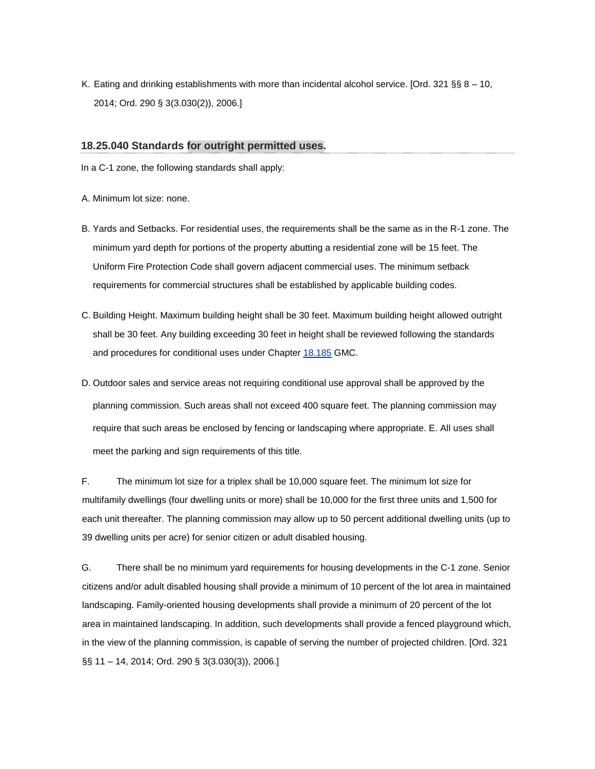K. Eating and drinking establishments with more than incidental alcohol service. [Ord. 321 §§ 8 – 10, 2014; Ord. 290 § 3(3.030(2)), 2006.]

### 18.25.040 Standards for outright permitted uses.

In a C-1 zone, the following standards shall apply:

A. Minimum lot size: none.

B. Yards and Setbacks. For residential uses, the requirements shall be the same as in the R-1 zone. The minimum yard depth for portions of the property abutting a residential zone will be 15 feet. The Uniform Fire Protection Code shall govern adjacent commercial uses. The minimum setback requirements for commercial structures shall be established by applicable building codes.

C. Building Height. Maximum building height shall be 30 feet. Maximum building height allowed outright shall be 30 feet. Any building exceeding 30 feet in height shall be reviewed following the standards and procedures for conditional uses under Chapter 18.185 GMC.

D. Outdoor sales and service areas not requiring conditional use approval shall be approved by the planning commission. Such areas shall not exceed 400 square feet. The planning commission may require that such areas be enclosed by fencing or landscaping where appropriate. E. All uses shall meet the parking and sign requirements of this title.

F. The minimum lot size for a triplex shall be 10,000 square feet. The minimum lot size for multifamily dwellings (four dwelling units or more) shall be 10,000 for the first three units and 1,500 for each unit thereafter. The planning commission may allow up to 50 percent additional dwelling units (up to 39 dwelling units per acre) for senior citizen or adult disabled housing.

G. There shall be no minimum yard requirements for housing developments in the C-1 zone. Senior citizens and/or adult disabled housing shall provide a minimum of 10 percent of the lot area in maintained landscaping. Family-oriented housing developments shall provide a minimum of 20 percent of the lot area in maintained landscaping. In addition, such developments shall provide a fenced playground which, in the view of the planning commission, is capable of serving the number of projected children. [Ord. 321 §§ 11 – 14, 2014; Ord. 290 § 3(3.030(3)), 2006.]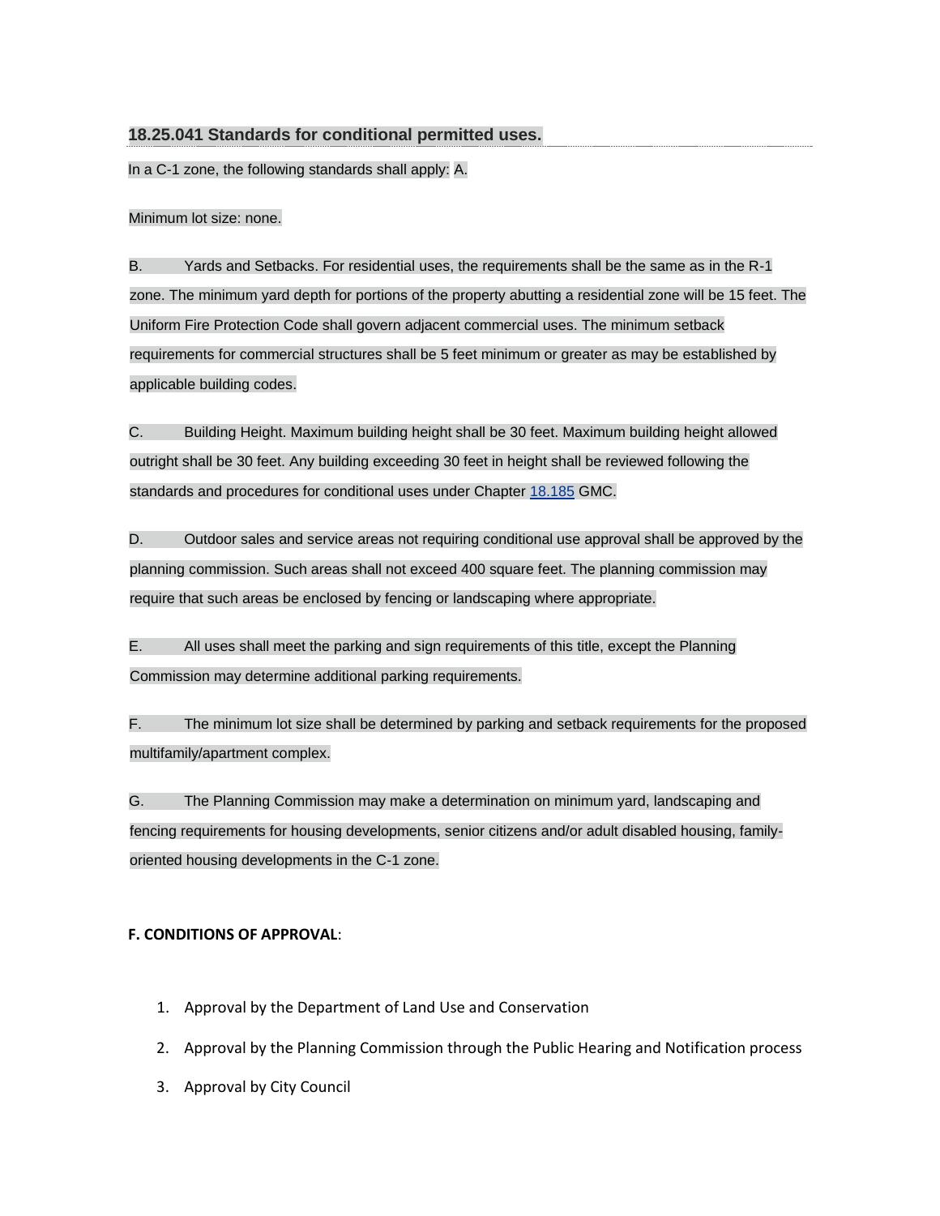### 18.25.041 Standards for conditional permitted uses.

In a C-1 zone, the following standards shall apply: A.

Minimum lot size: none.

B. Yards and Setbacks. For residential uses, the requirements shall be the same as in the R-1 zone. The minimum yard depth for portions of the property abutting a residential zone will be 15 feet. The Uniform Fire Protection Code shall govern adjacent commercial uses. The minimum setback requirements for commercial structures shall be 5 feet minimum or greater as may be established by applicable building codes.

C. Building Height. Maximum building height shall be 30 feet. Maximum building height allowed outright shall be 30 feet. Any building exceeding 30 feet in height shall be reviewed following the standards and procedures for conditional uses under Chapter 18.185 GMC.

D. Outdoor sales and service areas not requiring conditional use approval shall be approved by the planning commission. Such areas shall not exceed 400 square feet. The planning commission may require that such areas be enclosed by fencing or landscaping where appropriate.

E. All uses shall meet the parking and sign requirements of this title, except the Planning Commission may determine additional parking requirements.

F. The minimum lot size shall be determined by parking and setback requirements for the proposed multifamily/apartment complex.

G. The Planning Commission may make a determination on minimum yard, landscaping and fencing requirements for housing developments, senior citizens and/or adult disabled housing, family-oriented housing developments in the C-1 zone.

**F. CONDITIONS OF APPROVAL**:

1. Approval by the Department of Land Use and Conservation
2. Approval by the Planning Commission through the Public Hearing and Notification process
3. Approval by City Council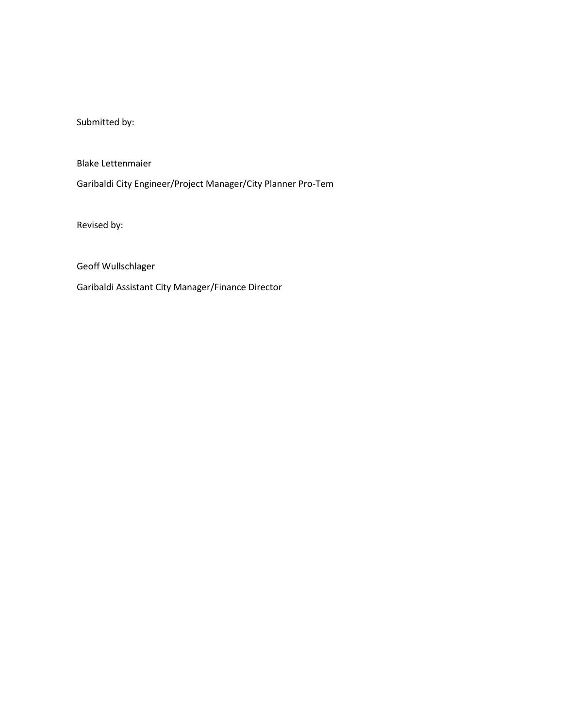Submitted by:

Blake Lettenmaier

Garibaldi City Engineer/Project Manager/City Planner Pro-Tem

Revised by:

Geoff Wullschlager

Garibaldi Assistant City Manager/Finance Director